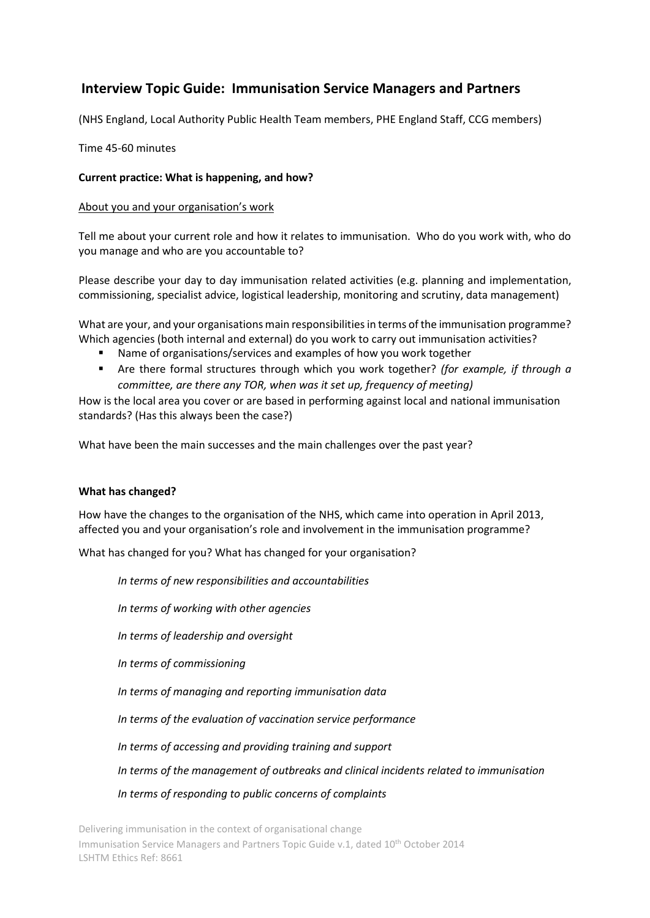# Interview Topic Guide: Immunisation Service Managers and Partners

(NHS England, Local Authority Public Health Team members, PHE England Staff, CCG members)

Time 45-60 minutes

**Current practice: What is happening, and how?**

<u>About you and your organisation's work</u>

Tell me about your current role and how it relates to immunisation. Who do you work with, who do you manage and who are you accountable to?

Please describe your day to day immunisation related activities (e.g. planning and implementation, commissioning, specialist advice, logistical leadership, monitoring and scrutiny, data management)

What are your, and your organisations main responsibilities in terms of the immunisation programme? Which agencies (both internal and external) do you work to carry out immunisation activities?

- Name of organisations/services and examples of how you work together
- Are there formal structures through which you work together? *(for example, if through a committee, are there any TOR, when was it set up, frequency of meeting)*

How is the local area you cover or are based in performing against local and national immunisation standards? (Has this always been the case?)

What have been the main successes and the main challenges over the past year?

**What has changed?**

How have the changes to the organisation of the NHS, which came into operation in April 2013, affected you and your organisation's role and involvement in the immunisation programme?

What has changed for you? What has changed for your organisation?

*In terms of new responsibilities and accountabilities*

*In terms of working with other agencies*

*In terms of leadership and oversight*

*In terms of commissioning*

*In terms of managing and reporting immunisation data*

*In terms of the evaluation of vaccination service performance*

*In terms of accessing and providing training and support*

*In terms of the management of outbreaks and clinical incidents related to immunisation*

*In terms of responding to public concerns of complaints*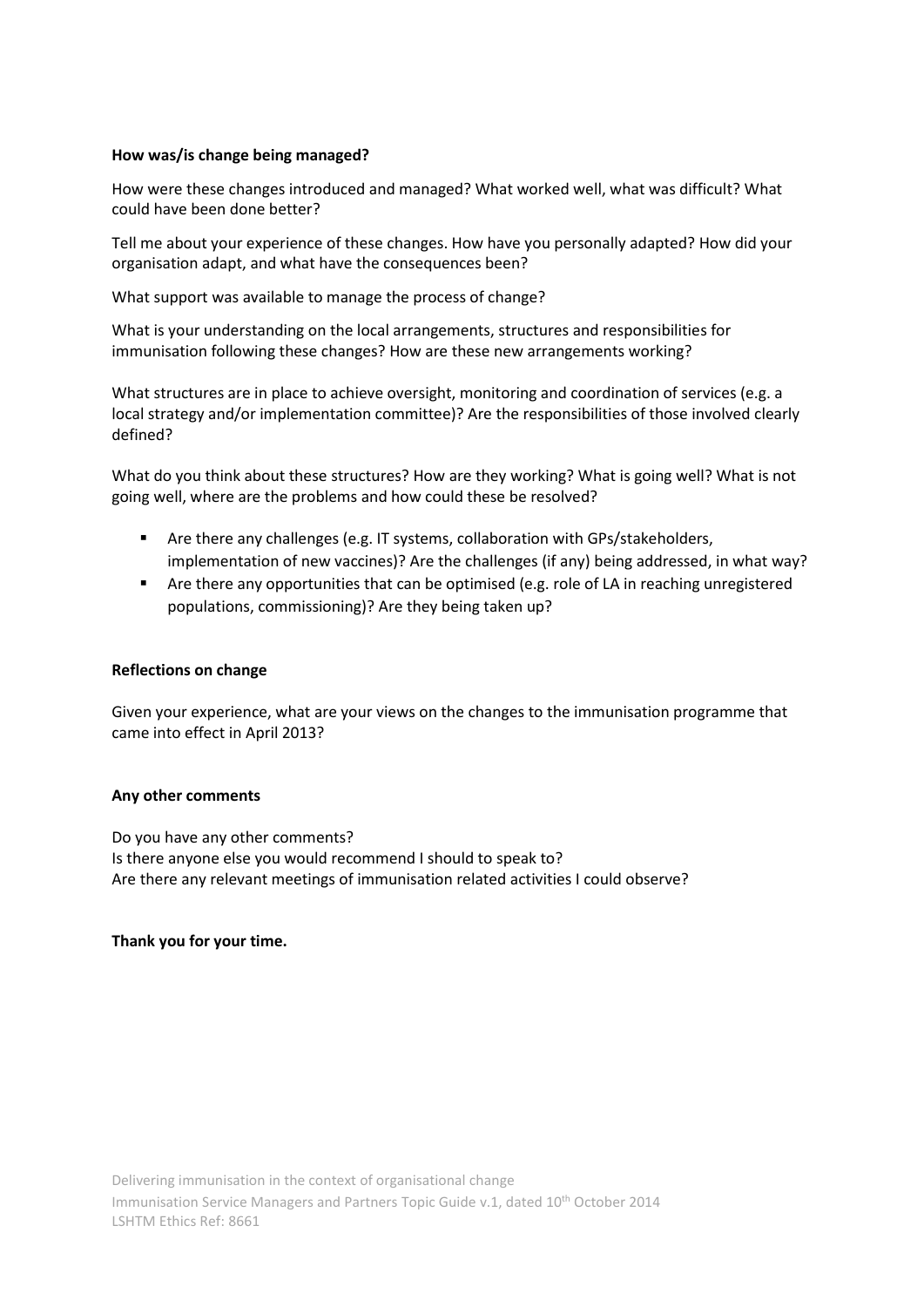**How was/is change being managed?**

How were these changes introduced and managed? What worked well, what was difficult? What could have been done better?

Tell me about your experience of these changes. How have you personally adapted? How did your organisation adapt, and what have the consequences been?

What support was available to manage the process of change?

What is your understanding on the local arrangements, structures and responsibilities for immunisation following these changes? How are these new arrangements working?

What structures are in place to achieve oversight, monitoring and coordination of services (e.g. a local strategy and/or implementation committee)? Are the responsibilities of those involved clearly defined?

What do you think about these structures? How are they working? What is going well? What is not going well, where are the problems and how could these be resolved?

- Are there any challenges (e.g. IT systems, collaboration with GPs/stakeholders, implementation of new vaccines)? Are the challenges (if any) being addressed, in what way?
- Are there any opportunities that can be optimised (e.g. role of LA in reaching unregistered populations, commissioning)? Are they being taken up?

**Reflections on change**

Given your experience, what are your views on the changes to the immunisation programme that came into effect in April 2013?

**Any other comments**

Do you have any other comments?
Is there anyone else you would recommend I should to speak to?
Are there any relevant meetings of immunisation related activities I could observe?

**Thank you for your time.**